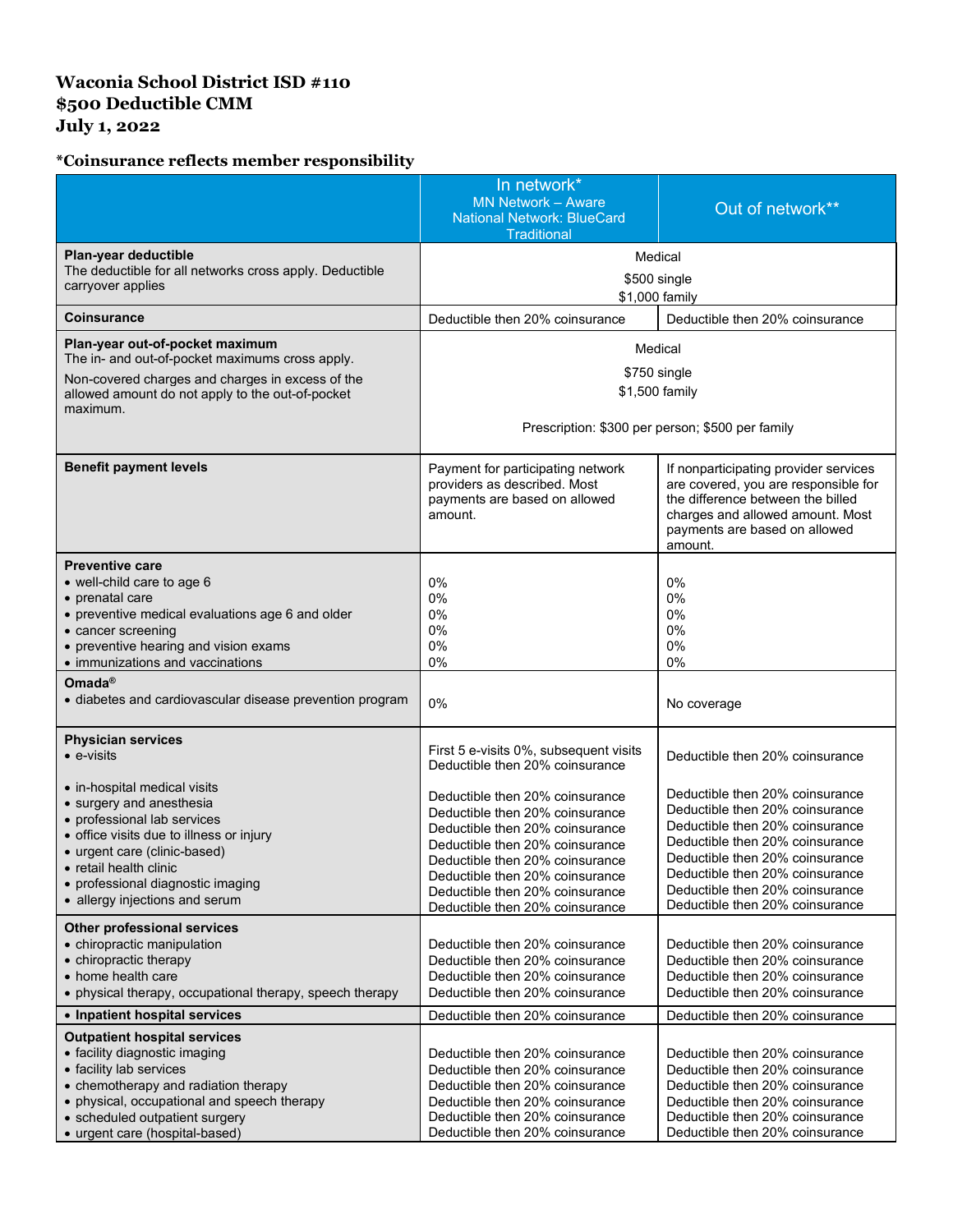**Waconia School District ISD #110**
**$500 Deductible CMM**
**July 1, 2022**

**\*Coinsurance reflects member responsibility**

| | In network\*<br>MN Network – Aware<br>National Network: BlueCard Traditional | Out of network\*\* |
|---|---|---|
| **Plan-year deductible**<br>The deductible for all networks cross apply. Deductible carryover applies | Medical<br>$500 single<br>$1,000 family | |
| **Coinsurance** | Deductible then 20% coinsurance | Deductible then 20% coinsurance |
| **Plan-year out-of-pocket maximum**<br>The in- and out-of-pocket maximums cross apply.<br>Non-covered charges and charges in excess of the allowed amount do not apply to the out-of-pocket maximum. | Medical<br>$750 single<br>$1,500 family<br><br>Prescription: $300 per person; $500 per family | |
| **Benefit payment levels** | Payment for participating network providers as described. Most payments are based on allowed amount. | If nonparticipating provider services are covered, you are responsible for the difference between the billed charges and allowed amount. Most payments are based on allowed amount. |
| **Preventive care** | | |
| • well-child care to age 6 | 0% | 0% |
| • prenatal care | 0% | 0% |
| • preventive medical evaluations age 6 and older | 0% | 0% |
| • cancer screening | 0% | 0% |
| • preventive hearing and vision exams | 0% | 0% |
| • immunizations and vaccinations | 0% | 0% |
| **Omada®** | | |
| • diabetes and cardiovascular disease prevention program | 0% | No coverage |
| **Physician services** | | |
| • e-visits | First 5 e-visits 0%, subsequent visits Deductible then 20% coinsurance | Deductible then 20% coinsurance |
| • in-hospital medical visits | Deductible then 20% coinsurance | Deductible then 20% coinsurance |
| • surgery and anesthesia | Deductible then 20% coinsurance | Deductible then 20% coinsurance |
| • professional lab services | Deductible then 20% coinsurance | Deductible then 20% coinsurance |
| • office visits due to illness or injury | Deductible then 20% coinsurance | Deductible then 20% coinsurance |
| • urgent care (clinic-based) | Deductible then 20% coinsurance | Deductible then 20% coinsurance |
| • retail health clinic | Deductible then 20% coinsurance | Deductible then 20% coinsurance |
| • professional diagnostic imaging | Deductible then 20% coinsurance | Deductible then 20% coinsurance |
| • allergy injections and serum | Deductible then 20% coinsurance | Deductible then 20% coinsurance |
| **Other professional services** | | |
| • chiropractic manipulation | Deductible then 20% coinsurance | Deductible then 20% coinsurance |
| • chiropractic therapy | Deductible then 20% coinsurance | Deductible then 20% coinsurance |
| • home health care | Deductible then 20% coinsurance | Deductible then 20% coinsurance |
| • physical therapy, occupational therapy, speech therapy | Deductible then 20% coinsurance | Deductible then 20% coinsurance |
| **• Inpatient hospital services** | Deductible then 20% coinsurance | Deductible then 20% coinsurance |
| **Outpatient hospital services** | | |
| • facility diagnostic imaging | Deductible then 20% coinsurance | Deductible then 20% coinsurance |
| • facility lab services | Deductible then 20% coinsurance | Deductible then 20% coinsurance |
| • chemotherapy and radiation therapy | Deductible then 20% coinsurance | Deductible then 20% coinsurance |
| • physical, occupational and speech therapy | Deductible then 20% coinsurance | Deductible then 20% coinsurance |
| • scheduled outpatient surgery | Deductible then 20% coinsurance | Deductible then 20% coinsurance |
| • urgent care (hospital-based) | Deductible then 20% coinsurance | Deductible then 20% coinsurance |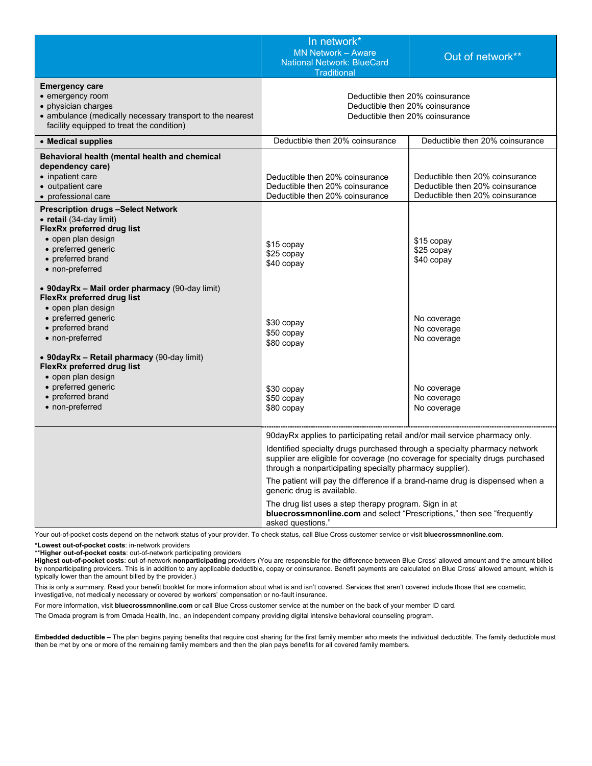| | In network* MN Network – Aware National Network: BlueCard Traditional | Out of network** |
|---|---|---|
| **Emergency care** | | |
| • emergency room | Deductible then 20% coinsurance | |
| • physician charges | Deductible then 20% coinsurance | |
| • ambulance (medically necessary transport to the nearest facility equipped to treat the condition) | Deductible then 20% coinsurance | |
| **• Medical supplies** | Deductible then 20% coinsurance | Deductible then 20% coinsurance |
| **Behavioral health (mental health and chemical dependency care)** | | |
| • inpatient care | Deductible then 20% coinsurance | Deductible then 20% coinsurance |
| • outpatient care | Deductible then 20% coinsurance | Deductible then 20% coinsurance |
| • professional care | Deductible then 20% coinsurance | Deductible then 20% coinsurance |
| **Prescription drugs –Select Network** | | |
| • **retail** (34-day limit) | | |
| **FlexRx preferred drug list** | | |
| • open plan design | | |
| • preferred generic | $15 copay | $15 copay |
| • preferred brand | $25 copay | $25 copay |
| • non-preferred | $40 copay | $40 copay |
| **• 90dayRx – Mail order pharmacy** (90-day limit) | | |
| **FlexRx preferred drug list** | | |
| • open plan design | | |
| • preferred generic | $30 copay | No coverage |
| • preferred brand | $50 copay | No coverage |
| • non-preferred | $80 copay | No coverage |
| **• 90dayRx – Retail pharmacy** (90-day limit) | | |
| **FlexRx preferred drug list** | | |
| • open plan design | | |
| • preferred generic | $30 copay | No coverage |
| • preferred brand | $50 copay | No coverage |
| • non-preferred | $80 copay | No coverage |
| | 90dayRx applies to participating retail and/or mail service pharmacy only. | |
| | Identified specialty drugs purchased through a specialty pharmacy network supplier are eligible for coverage (no coverage for specialty drugs purchased through a nonparticipating specialty pharmacy supplier). | |
| | The patient will pay the difference if a brand-name drug is dispensed when a generic drug is available. | |
| | The drug list uses a step therapy program. Sign in at **bluecrossmnonline.com** and select "Prescriptions," then see "frequently asked questions." | |

Your out-of-pocket costs depend on the network status of your provider. To check status, call Blue Cross customer service or visit **bluecrossmnonline.com**.

***Lowest out-of-pocket costs**: in-network providers
****Higher out-of-pocket costs**: out-of-network participating providers
**Highest out-of-pocket costs**: out-of-network **nonparticipating** providers (You are responsible for the difference between Blue Cross' allowed amount and the amount billed by nonparticipating providers. This is in addition to any applicable deductible, copay or coinsurance. Benefit payments are calculated on Blue Cross' allowed amount, which is typically lower than the amount billed by the provider.)

This is only a summary. Read your benefit booklet for more information about what is and isn't covered. Services that aren't covered include those that are cosmetic, investigative, not medically necessary or covered by workers' compensation or no-fault insurance.

For more information, visit **bluecrossmnonline.com** or call Blue Cross customer service at the number on the back of your member ID card.

The Omada program is from Omada Health, Inc., an independent company providing digital intensive behavioral counseling program.

**Embedded deductible –** The plan begins paying benefits that require cost sharing for the first family member who meets the individual deductible. The family deductible must then be met by one or more of the remaining family members and then the plan pays benefits for all covered family members.